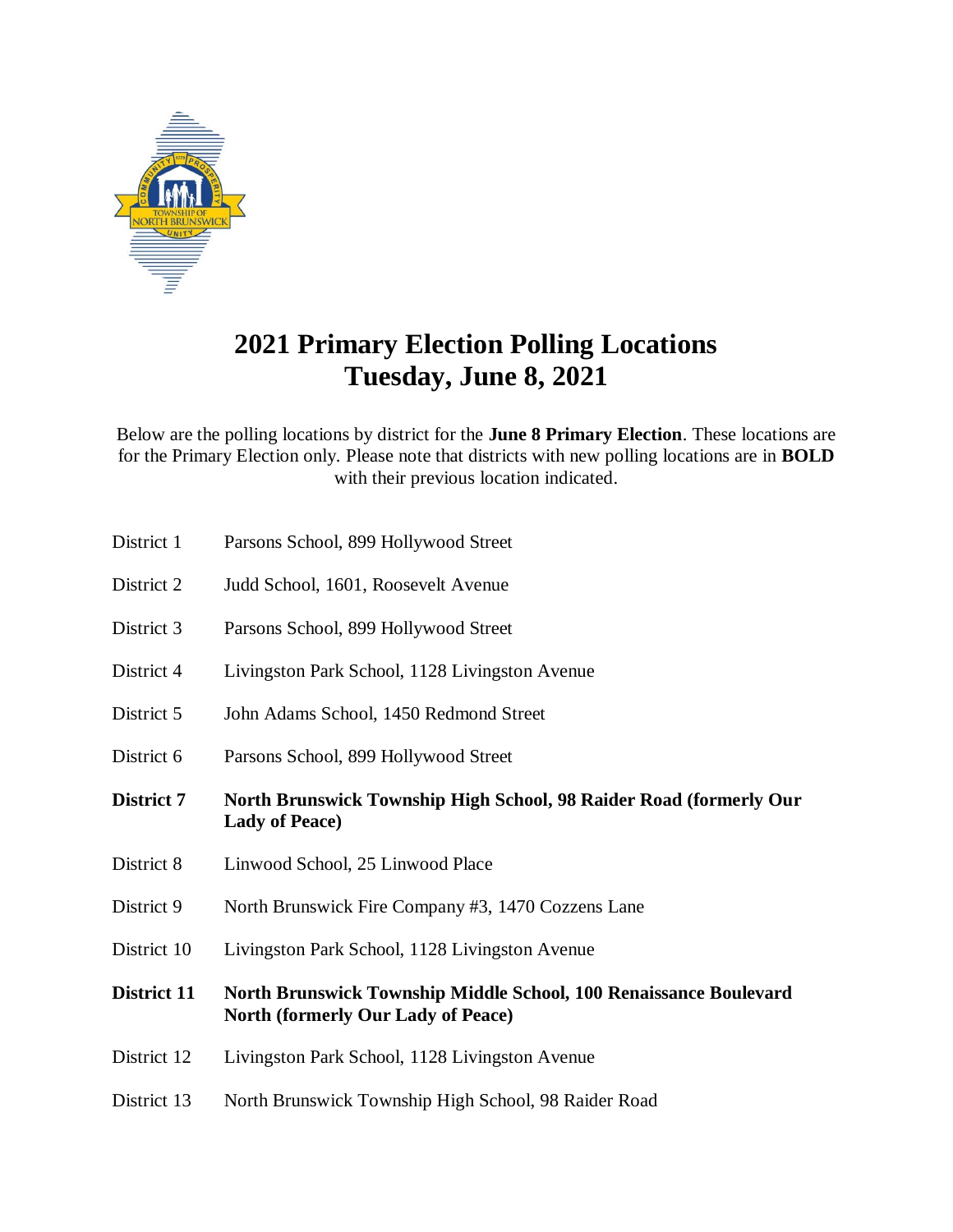# 2021 Primary Election Polling Locations
# Tuesday, June 8, 2021

Below are the polling locations by district for the **June 8 Primary Election**. These locations are for the Primary Election only. Please note that districts with new polling locations are in **BOLD** with their previous location indicated.

| | |
|---|---|
| District 1 | Parsons School, 899 Hollywood Street |
| District 2 | Judd School, 1601, Roosevelt Avenue |
| District 3 | Parsons School, 899 Hollywood Street |
| District 4 | Livingston Park School, 1128 Livingston Avenue |
| District 5 | John Adams School, 1450 Redmond Street |
| District 6 | Parsons School, 899 Hollywood Street |
| **District 7** | **North Brunswick Township High School, 98 Raider Road (formerly Our Lady of Peace)** |
| District 8 | Linwood School, 25 Linwood Place |
| District 9 | North Brunswick Fire Company #3, 1470 Cozzens Lane |
| District 10 | Livingston Park School, 1128 Livingston Avenue |
| **District 11** | **North Brunswick Township Middle School, 100 Renaissance Boulevard North (formerly Our Lady of Peace)** |
| District 12 | Livingston Park School, 1128 Livingston Avenue |
| District 13 | North Brunswick Township High School, 98 Raider Road |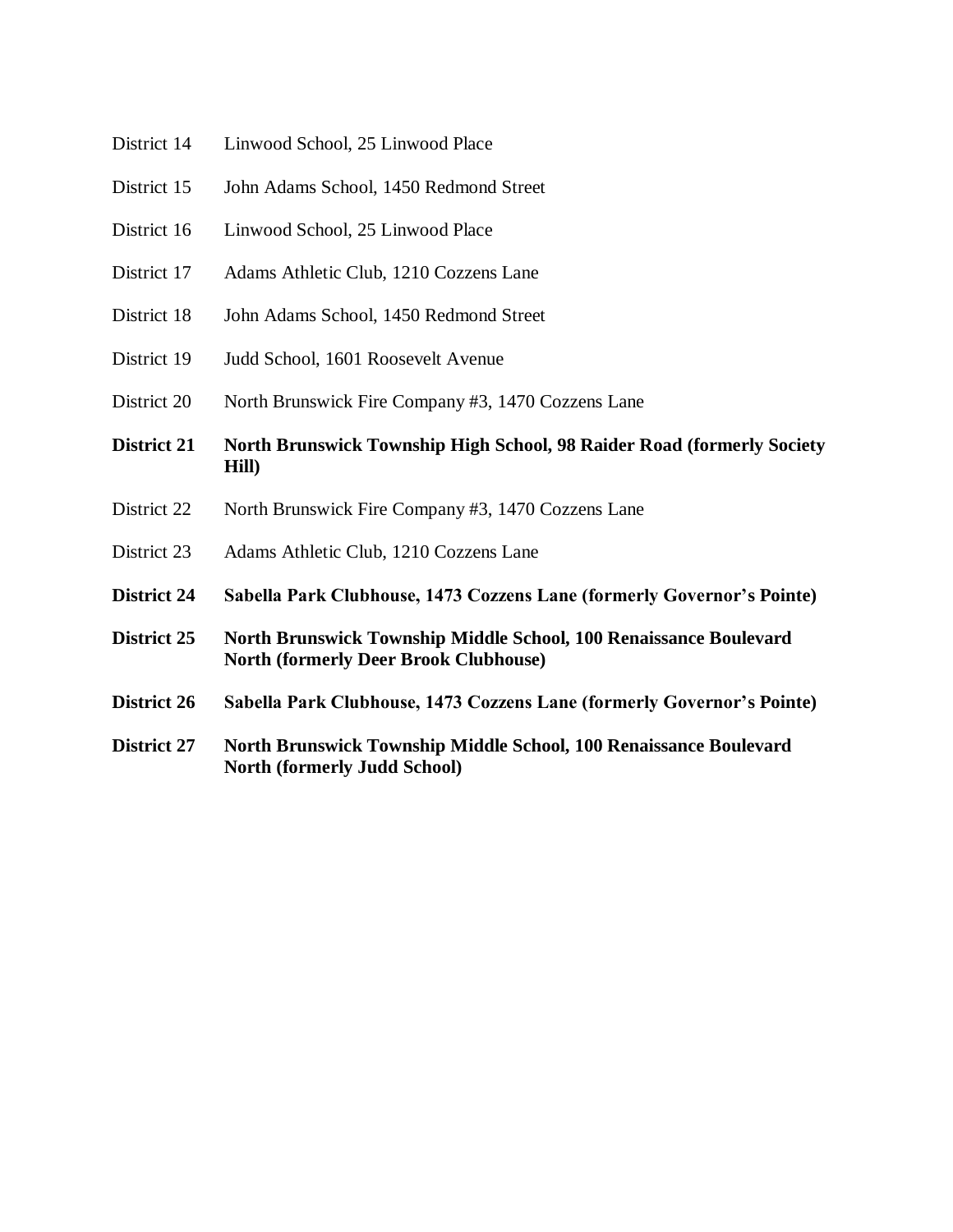| | |
|---|---|
| District 14 | Linwood School, 25 Linwood Place |
| District 15 | John Adams School, 1450 Redmond Street |
| District 16 | Linwood School, 25 Linwood Place |
| District 17 | Adams Athletic Club, 1210 Cozzens Lane |
| District 18 | John Adams School, 1450 Redmond Street |
| District 19 | Judd School, 1601 Roosevelt Avenue |
| District 20 | North Brunswick Fire Company #3, 1470 Cozzens Lane |
| **District 21** | **North Brunswick Township High School, 98 Raider Road (formerly Society Hill)** |
| District 22 | North Brunswick Fire Company #3, 1470 Cozzens Lane |
| District 23 | Adams Athletic Club, 1210 Cozzens Lane |
| **District 24** | **Sabella Park Clubhouse, 1473 Cozzens Lane (formerly Governor's Pointe)** |
| **District 25** | **North Brunswick Township Middle School, 100 Renaissance Boulevard North (formerly Deer Brook Clubhouse)** |
| **District 26** | **Sabella Park Clubhouse, 1473 Cozzens Lane (formerly Governor's Pointe)** |
| **District 27** | **North Brunswick Township Middle School, 100 Renaissance Boulevard North (formerly Judd School)** |